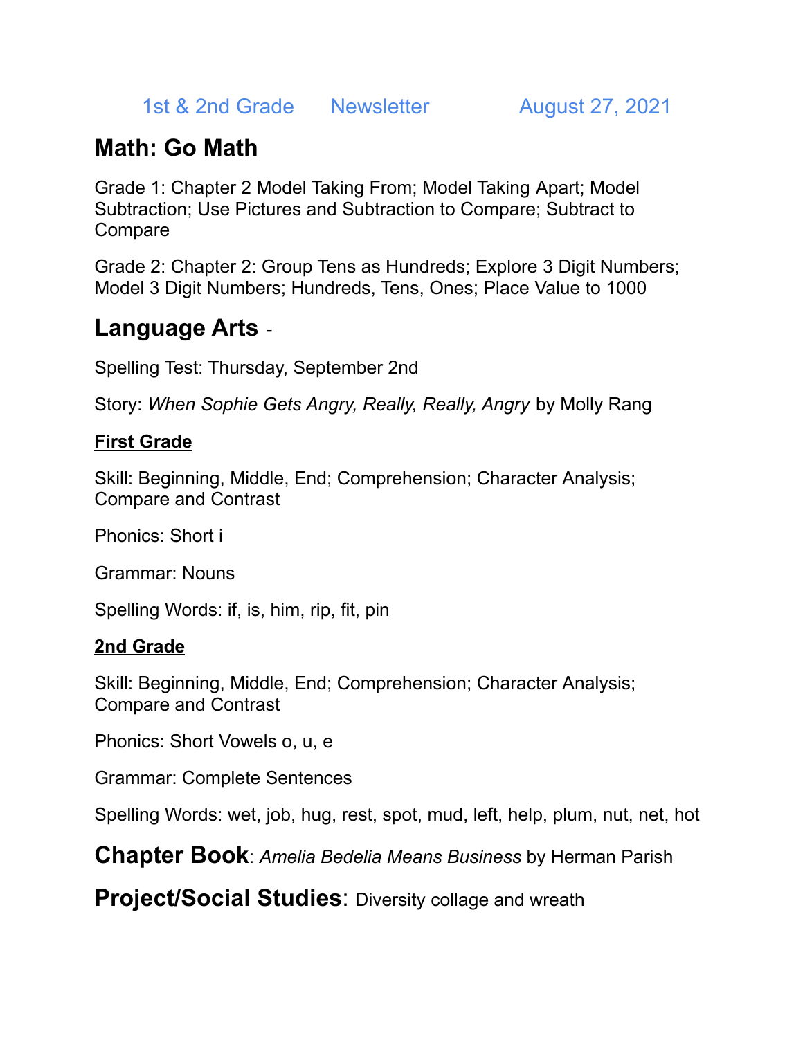# 1st & 2nd Grade Newsletter August 27, 2021

## Math: Go Math

Grade 1: Chapter 2 Model Taking From; Model Taking Apart; Model Subtraction; Use Pictures and Subtraction to Compare; Subtract to Compare

Grade 2: Chapter 2: Group Tens as Hundreds; Explore 3 Digit Numbers; Model 3 Digit Numbers; Hundreds, Tens, Ones; Place Value to 1000

## Language Arts -

Spelling Test: Thursday, September 2nd

Story: *When Sophie Gets Angry, Really, Really, Angry* by Molly Rang

### First Grade

Skill: Beginning, Middle, End; Comprehension; Character Analysis; Compare and Contrast

Phonics: Short i

Grammar: Nouns

Spelling Words: if, is, him, rip, fit, pin

### 2nd Grade

Skill: Beginning, Middle, End; Comprehension; Character Analysis; Compare and Contrast

Phonics: Short Vowels o, u, e

Grammar: Complete Sentences

Spelling Words: wet, job, hug, rest, spot, mud, left, help, plum, nut, net, hot

## Chapter Book: *Amelia Bedelia Means Business* by Herman Parish

## Project/Social Studies: Diversity collage and wreath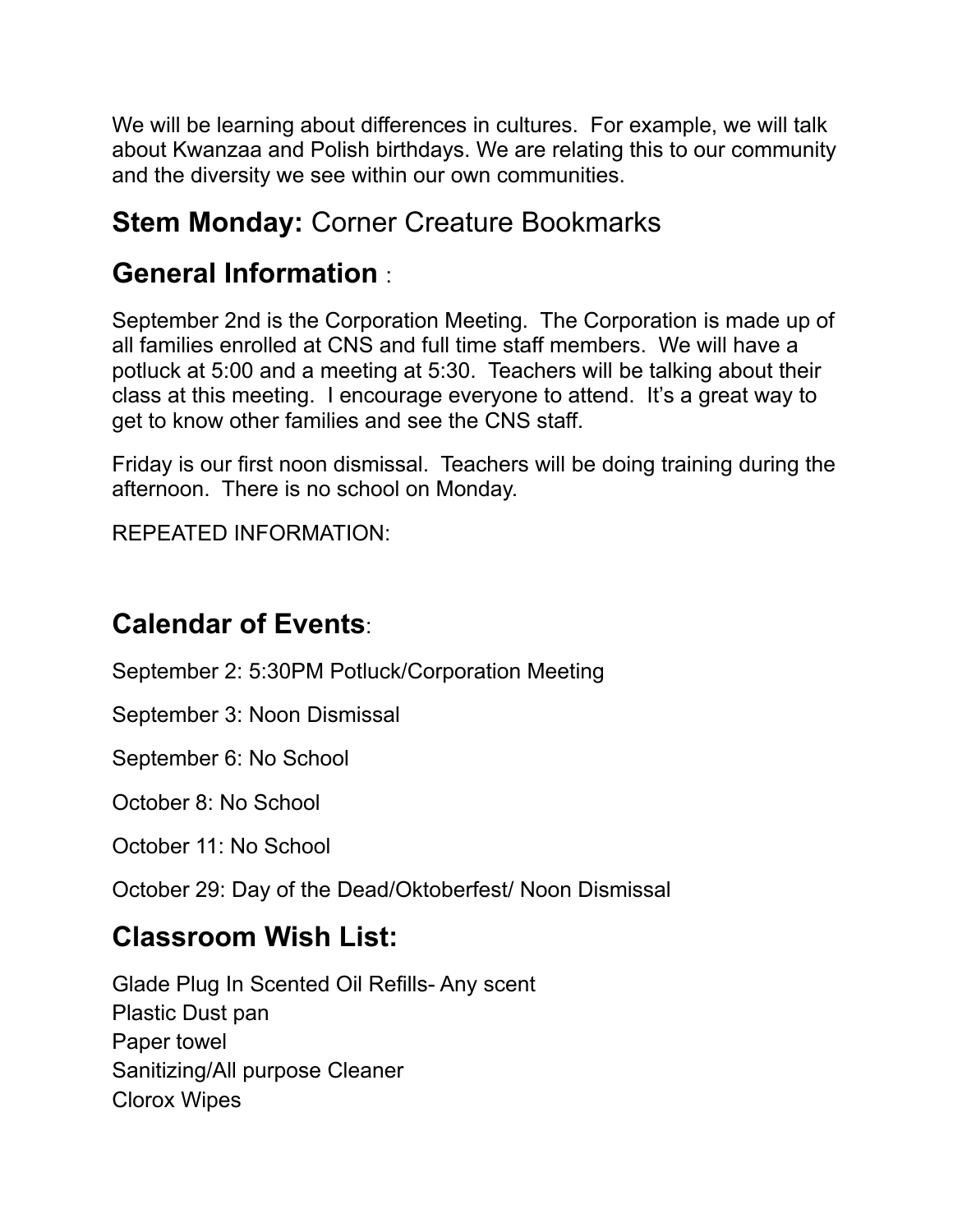We will be learning about differences in cultures. For example, we will talk about Kwanzaa and Polish birthdays. We are relating this to our community and the diversity we see within our own communities.

## **Stem Monday:** Corner Creature Bookmarks

## General Information :

September 2nd is the Corporation Meeting. The Corporation is made up of all families enrolled at CNS and full time staff members. We will have a potluck at 5:00 and a meeting at 5:30. Teachers will be talking about their class at this meeting. I encourage everyone to attend. It's a great way to get to know other families and see the CNS staff.

Friday is our first noon dismissal. Teachers will be doing training during the afternoon. There is no school on Monday.

REPEATED INFORMATION:

## Calendar of Events:

September 2: 5:30PM Potluck/Corporation Meeting

September 3: Noon Dismissal

September 6: No School

October 8: No School

October 11: No School

October 29: Day of the Dead/Oktoberfest/ Noon Dismissal

## Classroom Wish List:

Glade Plug In Scented Oil Refills- Any scent
Plastic Dust pan
Paper towel
Sanitizing/All purpose Cleaner
Clorox Wipes